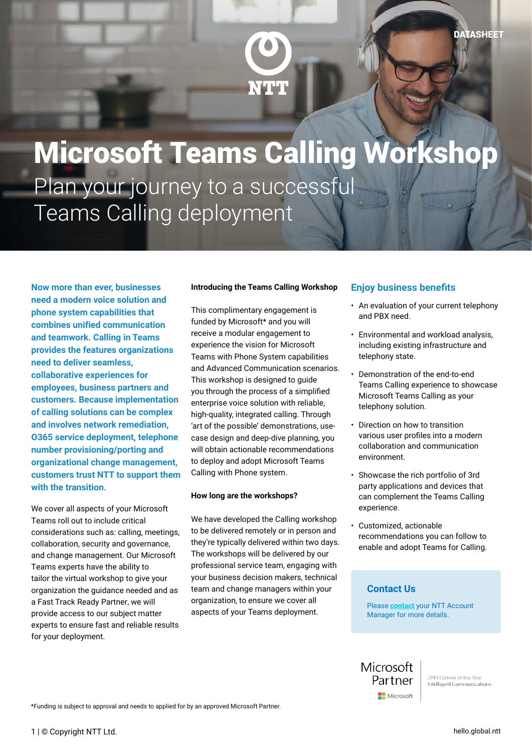DATASHEET

NTT

# Microsoft Teams Calling Workshop

## Plan your journey to a successful Teams Calling deployment

**Now more than ever, businesses need a modern voice solution and phone system capabilities that combines unified communication and teamwork. Calling in Teams provides the features organizations need to deliver seamless, collaborative experiences for employees, business partners and customers. Because implementation of calling solutions can be complex and involves network remediation, O365 service deployment, telephone number provisioning/porting and organizational change management, customers trust NTT to support them with the transition.**

We cover all aspects of your Microsoft Teams roll out to include critical considerations such as: calling, meetings, collaboration, security and governance, and change management. Our Microsoft Teams experts have the ability to tailor the virtual workshop to give your organization the guidance needed and as a Fast Track Ready Partner, we will provide access to our subject matter experts to ensure fast and reliable results for your deployment.

**Introducing the Teams Calling Workshop**

This complimentary engagement is funded by Microsoft* and you will receive a modular engagement to experience the vision for Microsoft Teams with Phone System capabilities and Advanced Communication scenarios. This workshop is designed to guide you through the process of a simplified enterprise voice solution with reliable, high-quality, integrated calling. Through 'art of the possible' demonstrations, use-case design and deep-dive planning, you will obtain actionable recommendations to deploy and adopt Microsoft Teams Calling with Phone system.

**How long are the workshops?**

We have developed the Calling workshop to be delivered remotely or in person and they're typically delivered within two days. The workshops will be delivered by our professional service team, engaging with your business decision makers, technical team and change managers within your organization, to ensure we cover all aspects of your Teams deployment.

### Enjoy business benefits

- An evaluation of your current telephony and PBX need.
- Environmental and workload analysis, including existing infrastructure and telephony state.
- Demonstration of the end-to-end Teams Calling experience to showcase Microsoft Teams Calling as your telephony solution.
- Direction on how to transition various user profiles into a modern collaboration and communication environment.
- Showcase the rich portfolio of 3rd party applications and devices that can complement the Teams Calling experience.
- Customized, actionable recommendations you can follow to enable and adopt Teams for Calling.

### Contact Us

Please **contact** your NTT Account Manager for more details.

Microsoft Partner | 2019 Partner of the Year Intelligent Communications

*Funding is subject to approval and needs to applied for by an approved Microsoft Partner.

© Copyright NTT Ltd.

hello.global.ntt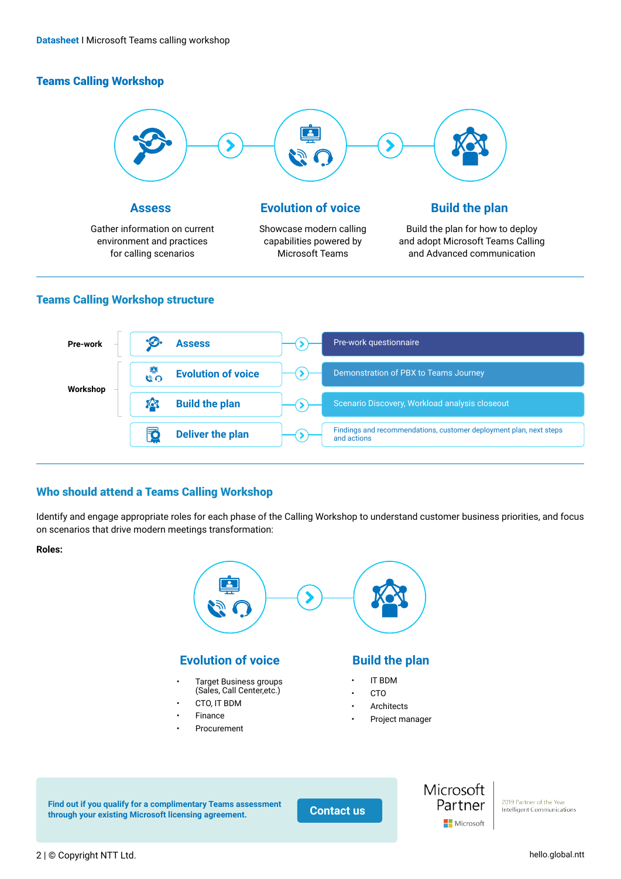## Teams Calling Workshop

### Assess

Gather information on current environment and practices for calling scenarios

### Evolution of voice

Showcase modern calling capabilities powered by Microsoft Teams

### Build the plan

Build the plan for how to deploy and adopt Microsoft Teams Calling and Advanced communication

## Teams Calling Workshop structure

| | | |
|---|---|---|
| Pre-work | Assess | Pre-work questionnaire |
| Workshop | Evolution of voice | Demonstration of PBX to Teams Journey |
| | Build the plan | Scenario Discovery, Workload analysis closeout |
| | Deliver the plan | Findings and recommendations, customer deployment plan, next steps and actions |

## Who should attend a Teams Calling Workshop

Identify and engage appropriate roles for each phase of the Calling Workshop to understand customer business priorities, and focus on scenarios that drive modern meetings transformation:

**Roles:**

### Evolution of voice

- Target Business groups (Sales, Call Center,etc.)
- CTO, IT BDM
- Finance
- Procurement

### Build the plan

- IT BDM
- CTO
- Architects
- Project manager

**Find out if you qualify for a complimentary Teams assessment through your existing Microsoft licensing agreement.**

**Contact us**

Microsoft Partner

Microsoft

2019 Partner of the Year
Intelligent Communications

© Copyright NTT Ltd.

hello.global.ntt